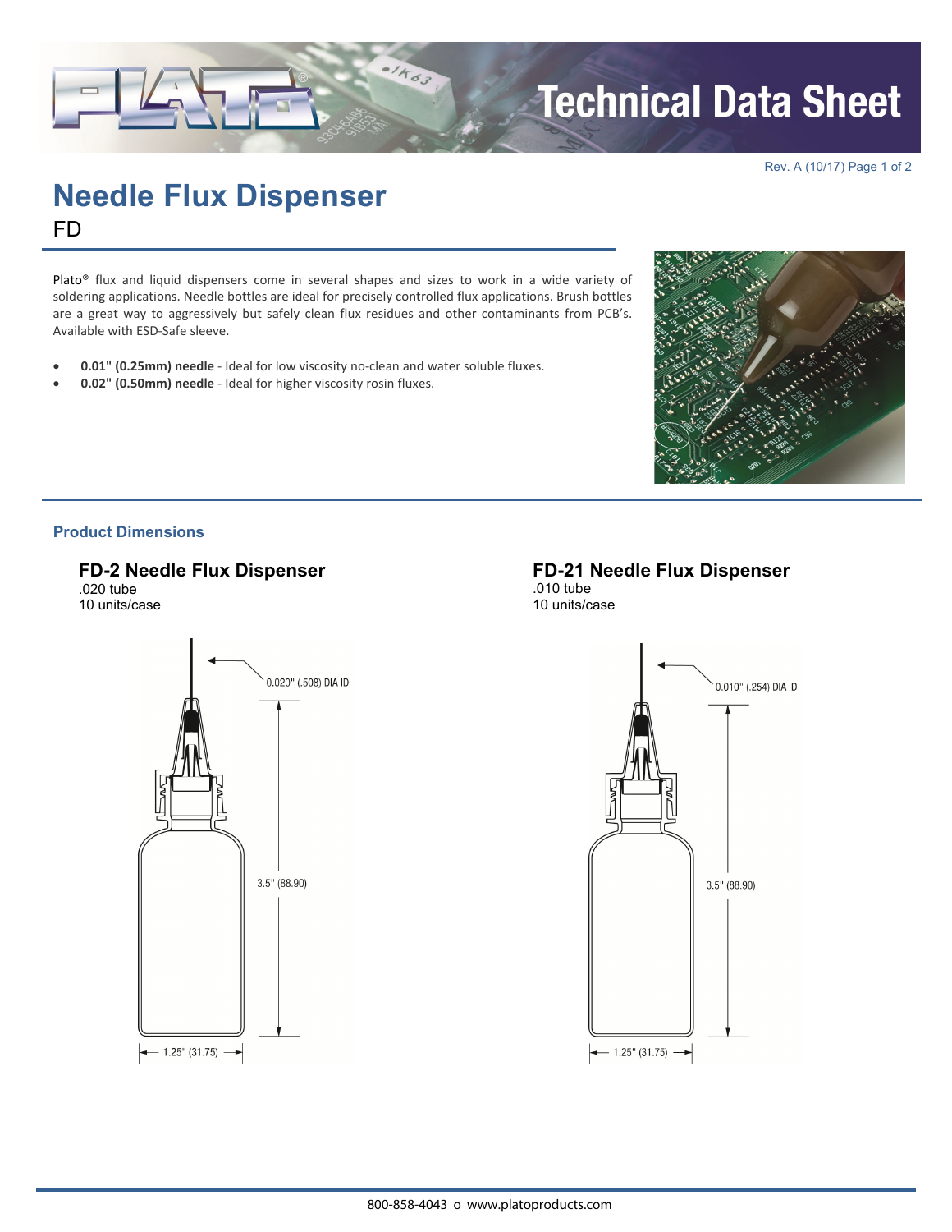# Technical Data Sheet

Rev. A (10/17)

# Needle Flux Dispenser

FD

Plato® flux and liquid dispensers come in several shapes and sizes to work in a wide variety of soldering applications. Needle bottles are ideal for precisely controlled flux applications. Brush bottles are a great way to aggressively but safely clean flux residues and other contaminants from PCB's. Available with ESD-Safe sleeve.

- **0.01" (0.25mm) needle** - Ideal for low viscosity no-clean and water soluble fluxes.
- **0.02" (0.50mm) needle** - Ideal for higher viscosity rosin fluxes.

## Product Dimensions

### FD-2 Needle Flux Dispenser

.020 tube
10 units/case

0.020" (.508) DIA ID

3.5" (88.90)

1.25" (31.75)

### FD-21 Needle Flux Dispenser

.010 tube
10 units/case

0.010" (.254) DIA ID

3.5" (88.90)

1.25" (31.75)

800-858-4043 o www.platoproducts.com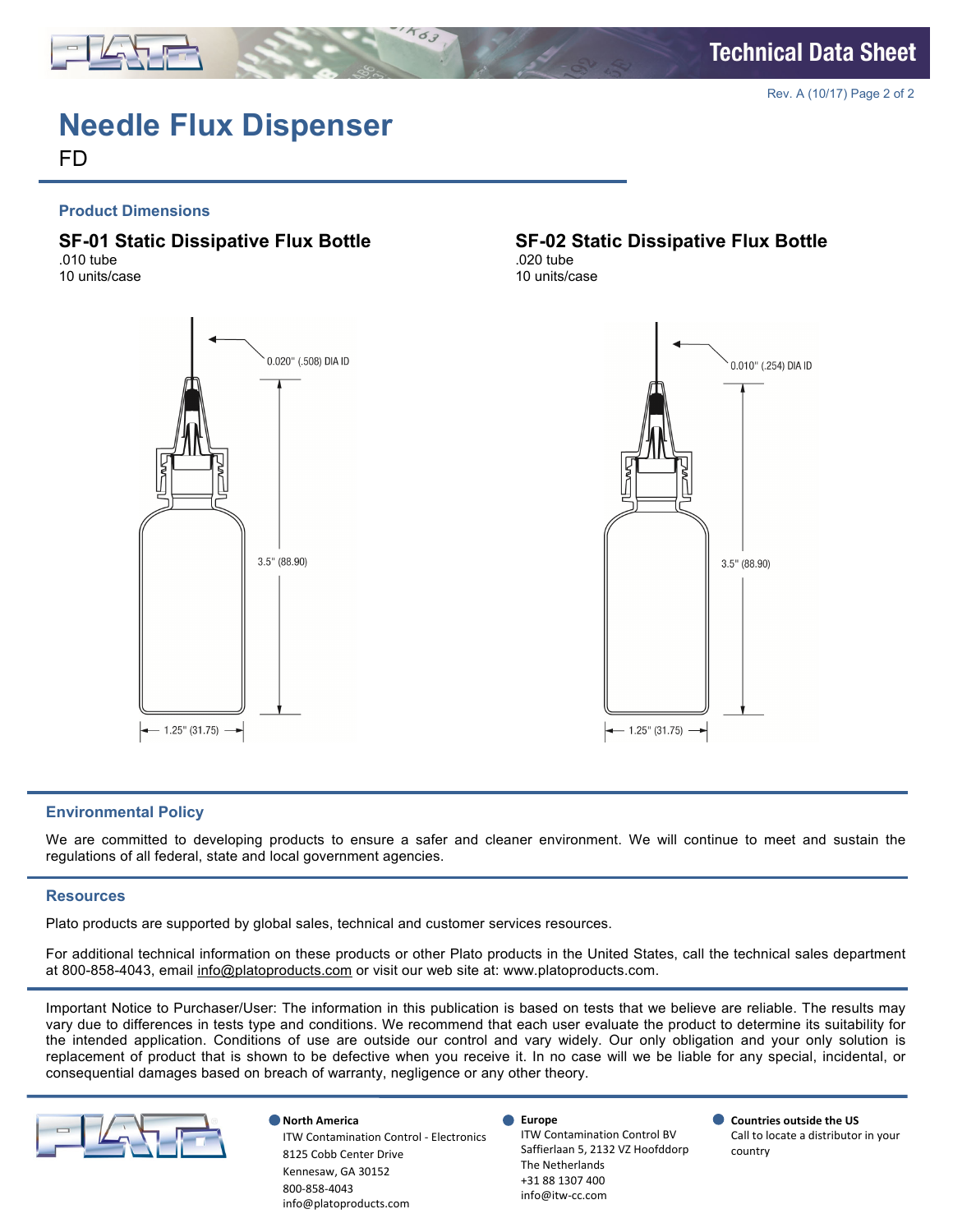# Needle Flux Dispenser

FD

## Product Dimensions

### SF-01 Static Dissipative Flux Bottle

.010 tube
10 units/case

0.020" (.508) DIA ID

3.5" (88.90)

1.25" (31.75)

### SF-02 Static Dissipative Flux Bottle

.020 tube
10 units/case

0.010" (.254) DIA ID

3.5" (88.90)

1.25" (31.75)

## Environmental Policy

We are committed to developing products to ensure a safer and cleaner environment. We will continue to meet and sustain the regulations of all federal, state and local government agencies.

## Resources

Plato products are supported by global sales, technical and customer services resources.

For additional technical information on these products or other Plato products in the United States, call the technical sales department at 800-858-4043, email info@platoproducts.com or visit our web site at: www.platoproducts.com.

Important Notice to Purchaser/User: The information in this publication is based on tests that we believe are reliable. The results may vary due to differences in tests type and conditions. We recommend that each user evaluate the product to determine its suitability for the intended application. Conditions of use are outside our control and vary widely. Our only obligation and your only solution is replacement of product that is shown to be defective when you receive it. In no case will we be liable for any special, incidental, or consequential damages based on breach of warranty, negligence or any other theory.

**North America**
ITW Contamination Control - Electronics
8125 Cobb Center Drive
Kennesaw, GA 30152
800-858-4043
info@platoproducts.com

**Europe**
ITW Contamination Control BV
Saffierlaan 5, 2132 VZ Hoofddorp
The Netherlands
+31 88 1307 400
info@itw-cc.com

**Countries outside the US**
Call to locate a distributor in your country